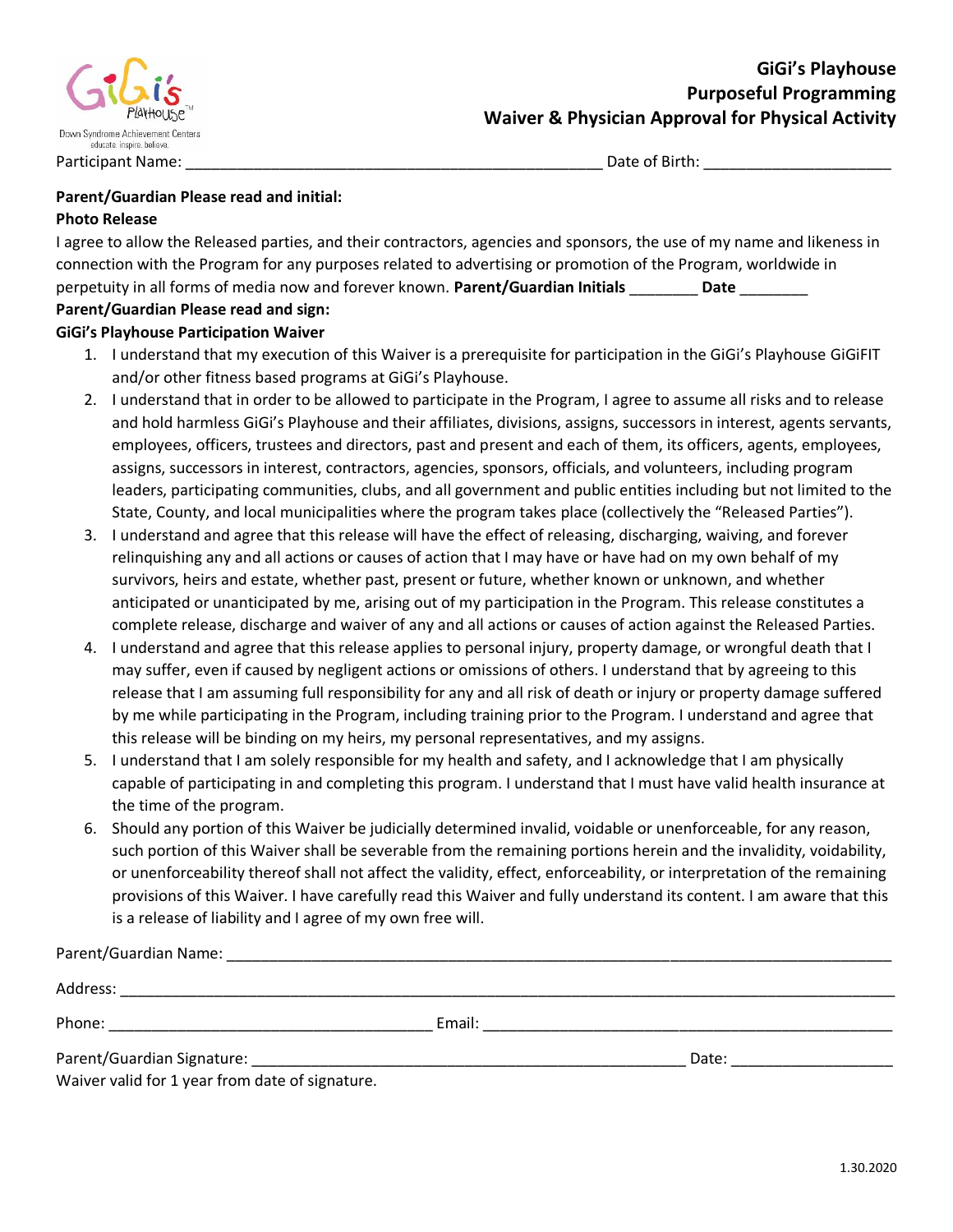# GiGi's Playhouse
## Purposeful Programming
## Waiver & Physician Approval for Physical Activity

Down Syndrome Achievement Centers
educate. inspire. believe.

Participant Name: _______________________________________________ Date of Birth: ____________________

**Parent/Guardian Please read and initial:**

**Photo Release**

I agree to allow the Released parties, and their contractors, agencies and sponsors, the use of my name and likeness in connection with the Program for any purposes related to advertising or promotion of the Program, worldwide in perpetuity in all forms of media now and forever known. **Parent/Guardian Initials** ________ **Date** ________

**Parent/Guardian Please read and sign:**

**GiGi's Playhouse Participation Waiver**

1. I understand that my execution of this Waiver is a prerequisite for participation in the GiGi's Playhouse GiGiFIT and/or other fitness based programs at GiGi's Playhouse.
2. I understand that in order to be allowed to participate in the Program, I agree to assume all risks and to release and hold harmless GiGi's Playhouse and their affiliates, divisions, assigns, successors in interest, agents servants, employees, officers, trustees and directors, past and present and each of them, its officers, agents, employees, assigns, successors in interest, contractors, agencies, sponsors, officials, and volunteers, including program leaders, participating communities, clubs, and all government and public entities including but not limited to the State, County, and local municipalities where the program takes place (collectively the "Released Parties").
3. I understand and agree that this release will have the effect of releasing, discharging, waiving, and forever relinquishing any and all actions or causes of action that I may have or have had on my own behalf of my survivors, heirs and estate, whether past, present or future, whether known or unknown, and whether anticipated or unanticipated by me, arising out of my participation in the Program. This release constitutes a complete release, discharge and waiver of any and all actions or causes of action against the Released Parties.
4. I understand and agree that this release applies to personal injury, property damage, or wrongful death that I may suffer, even if caused by negligent actions or omissions of others. I understand that by agreeing to this release that I am assuming full responsibility for any and all risk of death or injury or property damage suffered by me while participating in the Program, including training prior to the Program. I understand and agree that this release will be binding on my heirs, my personal representatives, and my assigns.
5. I understand that I am solely responsible for my health and safety, and I acknowledge that I am physically capable of participating in and completing this program. I understand that I must have valid health insurance at the time of the program.
6. Should any portion of this Waiver be judicially determined invalid, voidable or unenforceable, for any reason, such portion of this Waiver shall be severable from the remaining portions herein and the invalidity, voidability, or unenforceability thereof shall not affect the validity, effect, enforceability, or interpretation of the remaining provisions of this Waiver. I have carefully read this Waiver and fully understand its content. I am aware that this is a release of liability and I agree of my own free will.

Parent/Guardian Name: ____________________________________________________________________________

Address: _____________________________________________________________________________________

Phone: ____________________________________ Email: ______________________________________________

Parent/Guardian Signature: _________________________________________________ Date: __________________

Waiver valid for 1 year from date of signature.

1.30.2020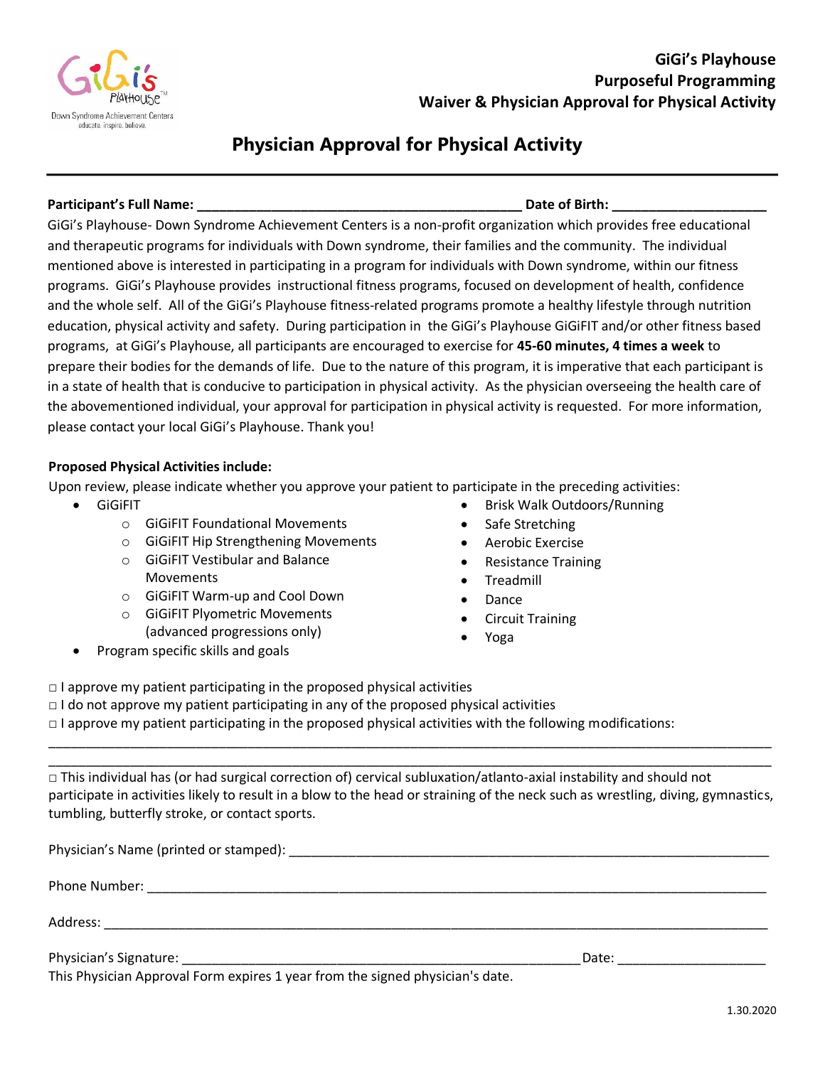GiGi's Playhouse
Purposeful Programming
Waiver & Physician Approval for Physical Activity

# Physician Approval for Physical Activity

**Participant's Full Name:** ____________________________________________ **Date of Birth:** ____________________

GiGi's Playhouse- Down Syndrome Achievement Centers is a non-profit organization which provides free educational and therapeutic programs for individuals with Down syndrome, their families and the community. The individual mentioned above is interested in participating in a program for individuals with Down syndrome, within our fitness programs. GiGi's Playhouse provides instructional fitness programs, focused on development of health, confidence and the whole self. All of the GiGi's Playhouse fitness-related programs promote a healthy lifestyle through nutrition education, physical activity and safety. During participation in the GiGi's Playhouse GiGiFIT and/or other fitness based programs, at GiGi's Playhouse, all participants are encouraged to exercise for **45-60 minutes, 4 times a week** to prepare their bodies for the demands of life. Due to the nature of this program, it is imperative that each participant is in a state of health that is conducive to participation in physical activity. As the physician overseeing the health care of the abovementioned individual, your approval for participation in physical activity is requested. For more information, please contact your local GiGi's Playhouse. Thank you!

**Proposed Physical Activities include:**

Upon review, please indicate whether you approve your patient to participate in the preceding activities:

- GiGiFIT
  - GiGiFIT Foundational Movements
  - GiGiFIT Hip Strengthening Movements
  - GiGiFIT Vestibular and Balance Movements
  - GiGiFIT Warm-up and Cool Down
  - GiGiFIT Plyometric Movements (advanced progressions only)
- Program specific skills and goals
- Brisk Walk Outdoors/Running
- Safe Stretching
- Aerobic Exercise
- Resistance Training
- Treadmill
- Dance
- Circuit Training
- Yoga

□ I approve my patient participating in the proposed physical activities
□ I do not approve my patient participating in any of the proposed physical activities
□ I approve my patient participating in the proposed physical activities with the following modifications:

______________________________________________________________________________________________

______________________________________________________________________________________________

□ This individual has (or had surgical correction of) cervical subluxation/atlanto-axial instability and should not participate in activities likely to result in a blow to the head or straining of the neck such as wrestling, diving, gymnastics, tumbling, butterfly stroke, or contact sports.

Physician's Name (printed or stamped): ______________________________________________________________

Phone Number: ______________________________________________________________________________

Address: ___________________________________________________________________________________

Physician's Signature: _____________________________________________________ Date: ____________________

This Physician Approval Form expires 1 year from the signed physician's date.

1.30.2020